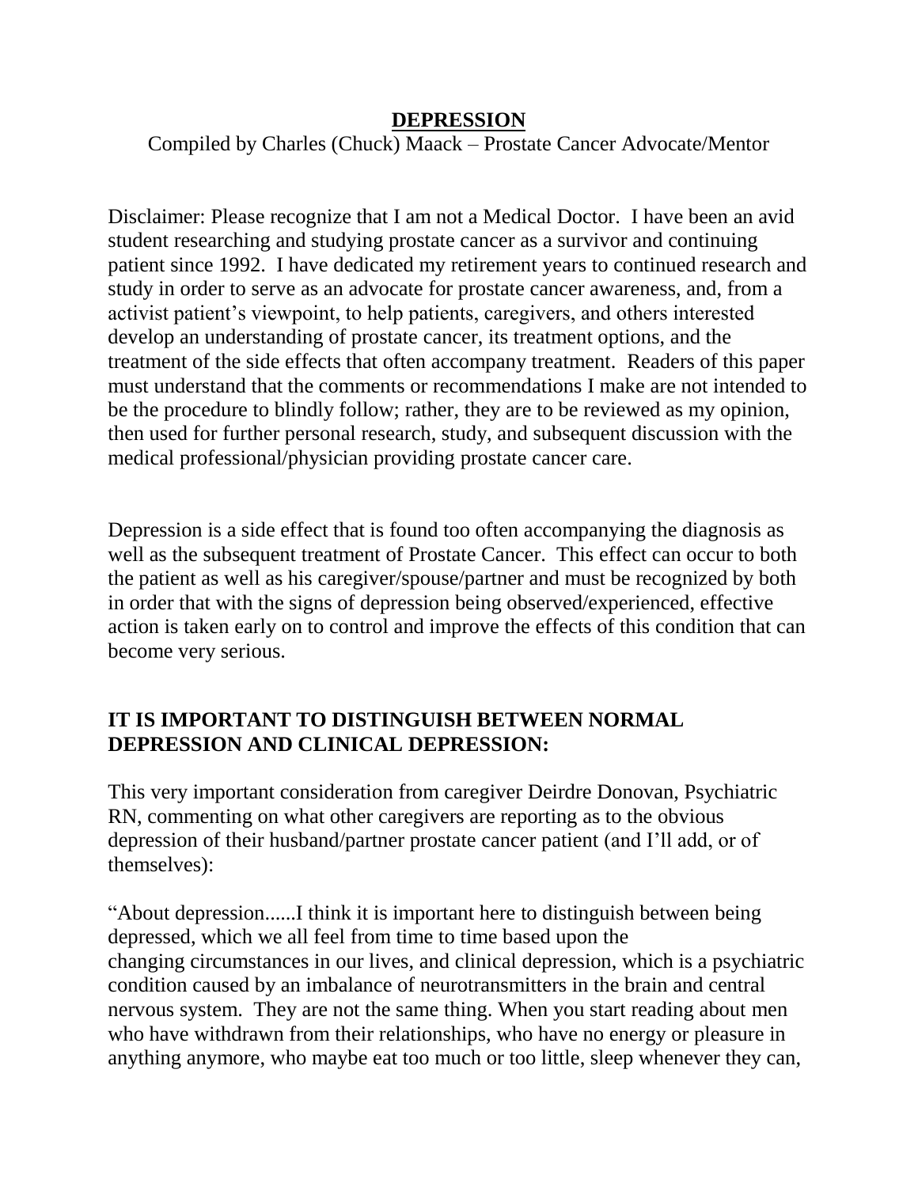# DEPRESSION

Compiled by Charles (Chuck) Maack – Prostate Cancer Advocate/Mentor

Disclaimer: Please recognize that I am not a Medical Doctor. I have been an avid student researching and studying prostate cancer as a survivor and continuing patient since 1992. I have dedicated my retirement years to continued research and study in order to serve as an advocate for prostate cancer awareness, and, from a activist patient's viewpoint, to help patients, caregivers, and others interested develop an understanding of prostate cancer, its treatment options, and the treatment of the side effects that often accompany treatment. Readers of this paper must understand that the comments or recommendations I make are not intended to be the procedure to blindly follow; rather, they are to be reviewed as my opinion, then used for further personal research, study, and subsequent discussion with the medical professional/physician providing prostate cancer care.

Depression is a side effect that is found too often accompanying the diagnosis as well as the subsequent treatment of Prostate Cancer. This effect can occur to both the patient as well as his caregiver/spouse/partner and must be recognized by both in order that with the signs of depression being observed/experienced, effective action is taken early on to control and improve the effects of this condition that can become very serious.

## IT IS IMPORTANT TO DISTINGUISH BETWEEN NORMAL DEPRESSION AND CLINICAL DEPRESSION:

This very important consideration from caregiver Deirdre Donovan, Psychiatric RN, commenting on what other caregivers are reporting as to the obvious depression of their husband/partner prostate cancer patient (and I'll add, or of themselves):

"About depression......I think it is important here to distinguish between being depressed, which we all feel from time to time based upon the changing circumstances in our lives, and clinical depression, which is a psychiatric condition caused by an imbalance of neurotransmitters in the brain and central nervous system. They are not the same thing. When you start reading about men who have withdrawn from their relationships, who have no energy or pleasure in anything anymore, who maybe eat too much or too little, sleep whenever they can,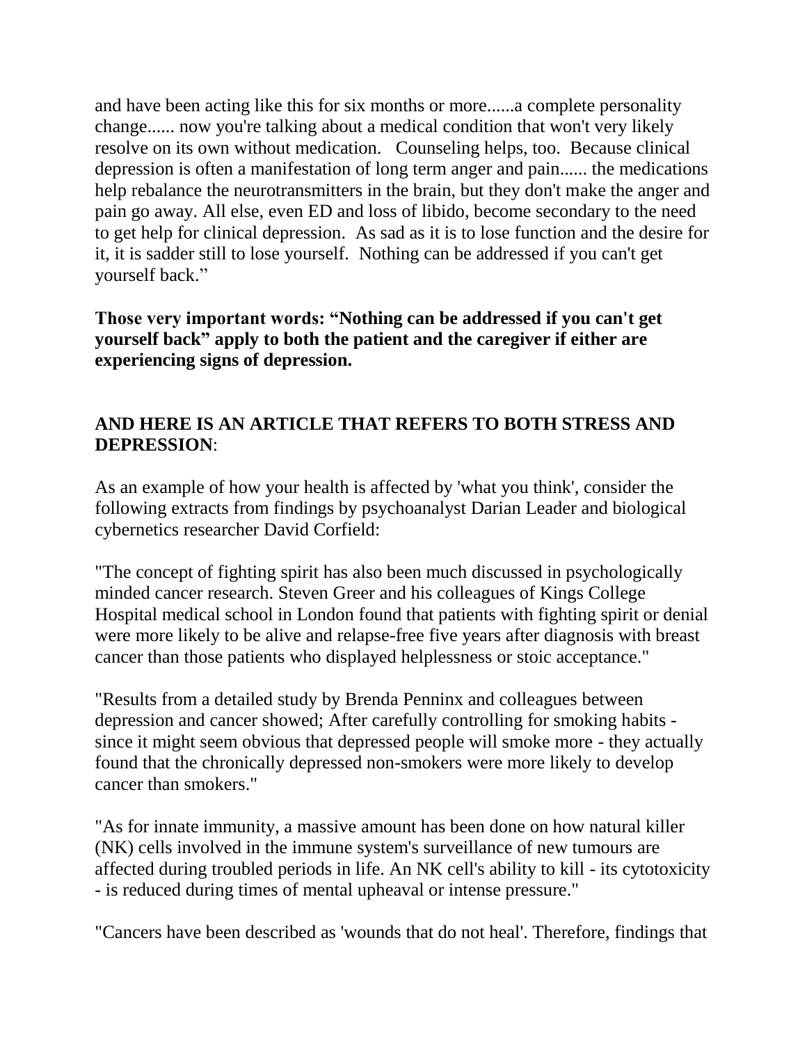and have been acting like this for six months or more......a complete personality change...... now you're talking about a medical condition that won't very likely resolve on its own without medication. Counseling helps, too. Because clinical depression is often a manifestation of long term anger and pain...... the medications help rebalance the neurotransmitters in the brain, but they don't make the anger and pain go away. All else, even ED and loss of libido, become secondary to the need to get help for clinical depression. As sad as it is to lose function and the desire for it, it is sadder still to lose yourself. Nothing can be addressed if you can't get yourself back."

**Those very important words: "Nothing can be addressed if you can't get yourself back" apply to both the patient and the caregiver if either are experiencing signs of depression.**

**AND HERE IS AN ARTICLE THAT REFERS TO BOTH STRESS AND DEPRESSION**:

As an example of how your health is affected by 'what you think', consider the following extracts from findings by psychoanalyst Darian Leader and biological cybernetics researcher David Corfield:

"The concept of fighting spirit has also been much discussed in psychologically minded cancer research. Steven Greer and his colleagues of Kings College Hospital medical school in London found that patients with fighting spirit or denial were more likely to be alive and relapse-free five years after diagnosis with breast cancer than those patients who displayed helplessness or stoic acceptance."

"Results from a detailed study by Brenda Penninx and colleagues between depression and cancer showed; After carefully controlling for smoking habits - since it might seem obvious that depressed people will smoke more - they actually found that the chronically depressed non-smokers were more likely to develop cancer than smokers."

"As for innate immunity, a massive amount has been done on how natural killer (NK) cells involved in the immune system's surveillance of new tumours are affected during troubled periods in life. An NK cell's ability to kill - its cytotoxicity - is reduced during times of mental upheaval or intense pressure."

"Cancers have been described as 'wounds that do not heal'. Therefore, findings that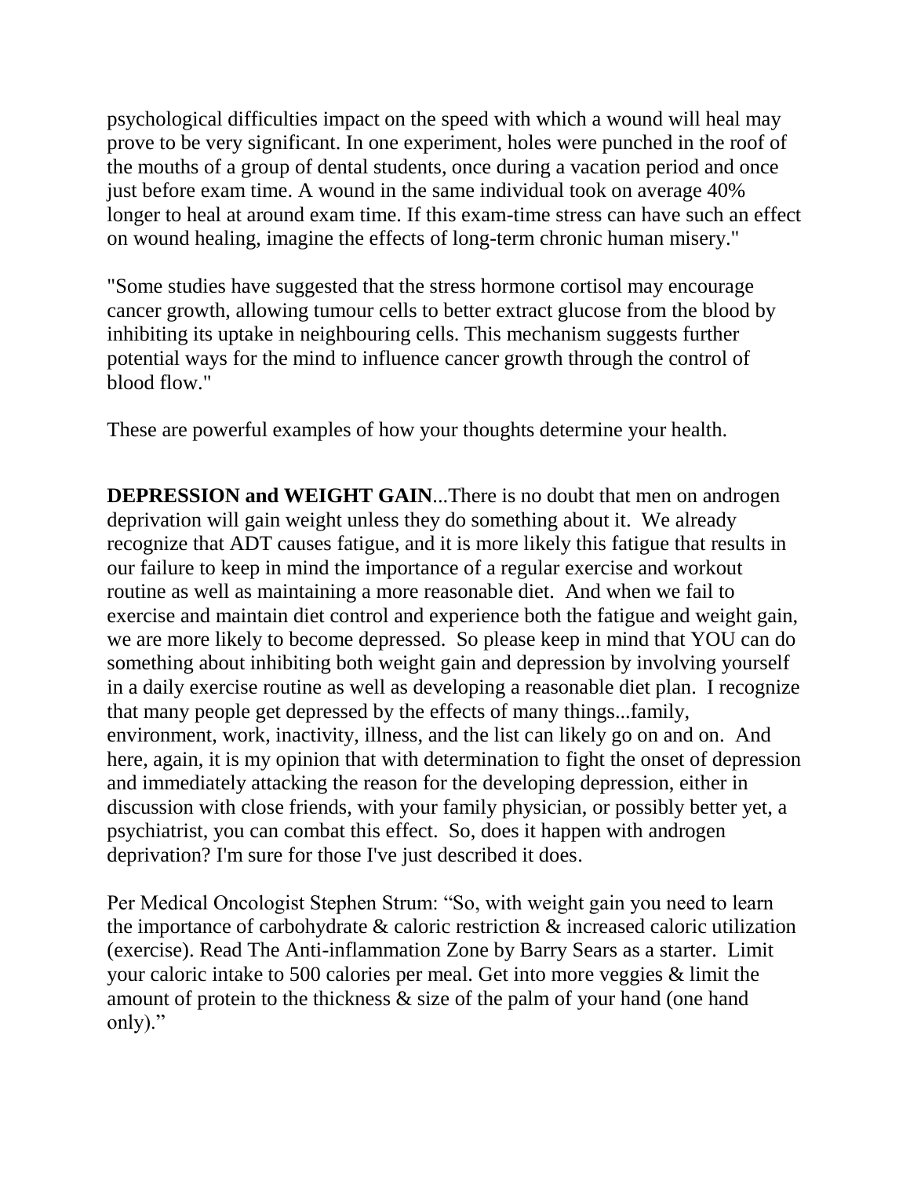psychological difficulties impact on the speed with which a wound will heal may prove to be very significant. In one experiment, holes were punched in the roof of the mouths of a group of dental students, once during a vacation period and once just before exam time. A wound in the same individual took on average 40% longer to heal at around exam time. If this exam-time stress can have such an effect on wound healing, imagine the effects of long-term chronic human misery."

"Some studies have suggested that the stress hormone cortisol may encourage cancer growth, allowing tumour cells to better extract glucose from the blood by inhibiting its uptake in neighbouring cells. This mechanism suggests further potential ways for the mind to influence cancer growth through the control of blood flow."

These are powerful examples of how your thoughts determine your health.

**DEPRESSION and WEIGHT GAIN**...There is no doubt that men on androgen deprivation will gain weight unless they do something about it. We already recognize that ADT causes fatigue, and it is more likely this fatigue that results in our failure to keep in mind the importance of a regular exercise and workout routine as well as maintaining a more reasonable diet. And when we fail to exercise and maintain diet control and experience both the fatigue and weight gain, we are more likely to become depressed. So please keep in mind that YOU can do something about inhibiting both weight gain and depression by involving yourself in a daily exercise routine as well as developing a reasonable diet plan. I recognize that many people get depressed by the effects of many things...family, environment, work, inactivity, illness, and the list can likely go on and on. And here, again, it is my opinion that with determination to fight the onset of depression and immediately attacking the reason for the developing depression, either in discussion with close friends, with your family physician, or possibly better yet, a psychiatrist, you can combat this effect. So, does it happen with androgen deprivation? I'm sure for those I've just described it does.

Per Medical Oncologist Stephen Strum: "So, with weight gain you need to learn the importance of carbohydrate & caloric restriction & increased caloric utilization (exercise). Read The Anti-inflammation Zone by Barry Sears as a starter. Limit your caloric intake to 500 calories per meal. Get into more veggies & limit the amount of protein to the thickness & size of the palm of your hand (one hand only)."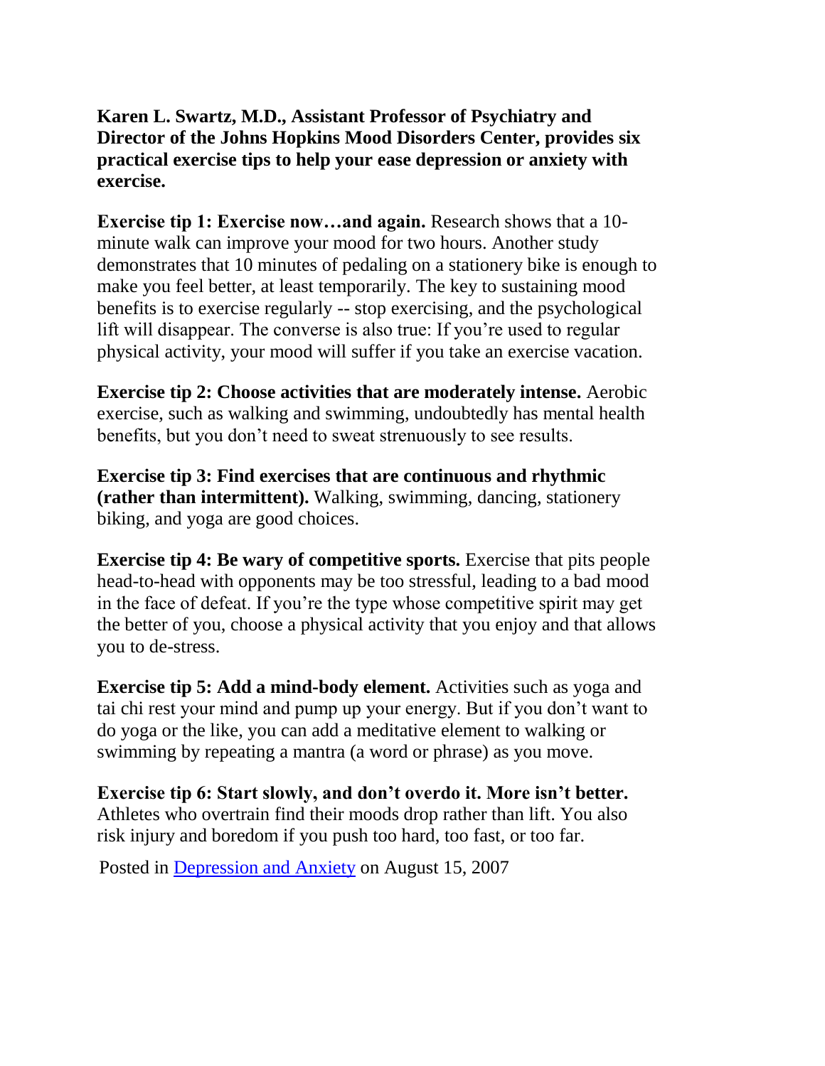**Karen L. Swartz, M.D., Assistant Professor of Psychiatry and Director of the Johns Hopkins Mood Disorders Center, provides six practical exercise tips to help your ease depression or anxiety with exercise.**

**Exercise tip 1: Exercise now…and again.** Research shows that a 10-minute walk can improve your mood for two hours. Another study demonstrates that 10 minutes of pedaling on a stationery bike is enough to make you feel better, at least temporarily. The key to sustaining mood benefits is to exercise regularly -- stop exercising, and the psychological lift will disappear. The converse is also true: If you're used to regular physical activity, your mood will suffer if you take an exercise vacation.

**Exercise tip 2: Choose activities that are moderately intense.** Aerobic exercise, such as walking and swimming, undoubtedly has mental health benefits, but you don't need to sweat strenuously to see results.

**Exercise tip 3: Find exercises that are continuous and rhythmic (rather than intermittent).** Walking, swimming, dancing, stationery biking, and yoga are good choices.

**Exercise tip 4: Be wary of competitive sports.** Exercise that pits people head-to-head with opponents may be too stressful, leading to a bad mood in the face of defeat. If you're the type whose competitive spirit may get the better of you, choose a physical activity that you enjoy and that allows you to de-stress.

**Exercise tip 5: Add a mind-body element.** Activities such as yoga and tai chi rest your mind and pump up your energy. But if you don't want to do yoga or the like, you can add a meditative element to walking or swimming by repeating a mantra (a word or phrase) as you move.

**Exercise tip 6: Start slowly, and don't overdo it. More isn't better.** Athletes who overtrain find their moods drop rather than lift. You also risk injury and boredom if you push too hard, too fast, or too far.

Posted in [Depression and Anxiety] on August 15, 2007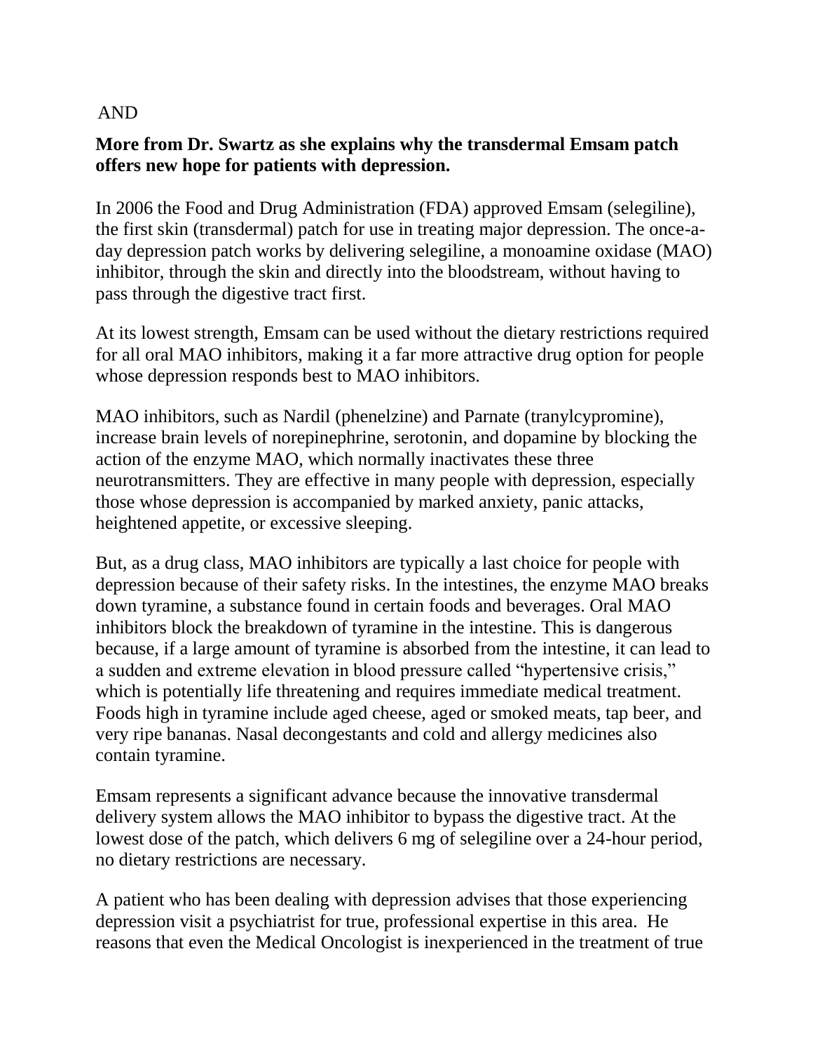AND

**More from Dr. Swartz as she explains why the transdermal Emsam patch offers new hope for patients with depression.**

In 2006 the Food and Drug Administration (FDA) approved Emsam (selegiline), the first skin (transdermal) patch for use in treating major depression. The once-a-day depression patch works by delivering selegiline, a monoamine oxidase (MAO) inhibitor, through the skin and directly into the bloodstream, without having to pass through the digestive tract first.

At its lowest strength, Emsam can be used without the dietary restrictions required for all oral MAO inhibitors, making it a far more attractive drug option for people whose depression responds best to MAO inhibitors.

MAO inhibitors, such as Nardil (phenelzine) and Parnate (tranylcypromine), increase brain levels of norepinephrine, serotonin, and dopamine by blocking the action of the enzyme MAO, which normally inactivates these three neurotransmitters. They are effective in many people with depression, especially those whose depression is accompanied by marked anxiety, panic attacks, heightened appetite, or excessive sleeping.

But, as a drug class, MAO inhibitors are typically a last choice for people with depression because of their safety risks. In the intestines, the enzyme MAO breaks down tyramine, a substance found in certain foods and beverages. Oral MAO inhibitors block the breakdown of tyramine in the intestine. This is dangerous because, if a large amount of tyramine is absorbed from the intestine, it can lead to a sudden and extreme elevation in blood pressure called "hypertensive crisis," which is potentially life threatening and requires immediate medical treatment. Foods high in tyramine include aged cheese, aged or smoked meats, tap beer, and very ripe bananas. Nasal decongestants and cold and allergy medicines also contain tyramine.

Emsam represents a significant advance because the innovative transdermal delivery system allows the MAO inhibitor to bypass the digestive tract. At the lowest dose of the patch, which delivers 6 mg of selegiline over a 24-hour period, no dietary restrictions are necessary.

A patient who has been dealing with depression advises that those experiencing depression visit a psychiatrist for true, professional expertise in this area. He reasons that even the Medical Oncologist is inexperienced in the treatment of true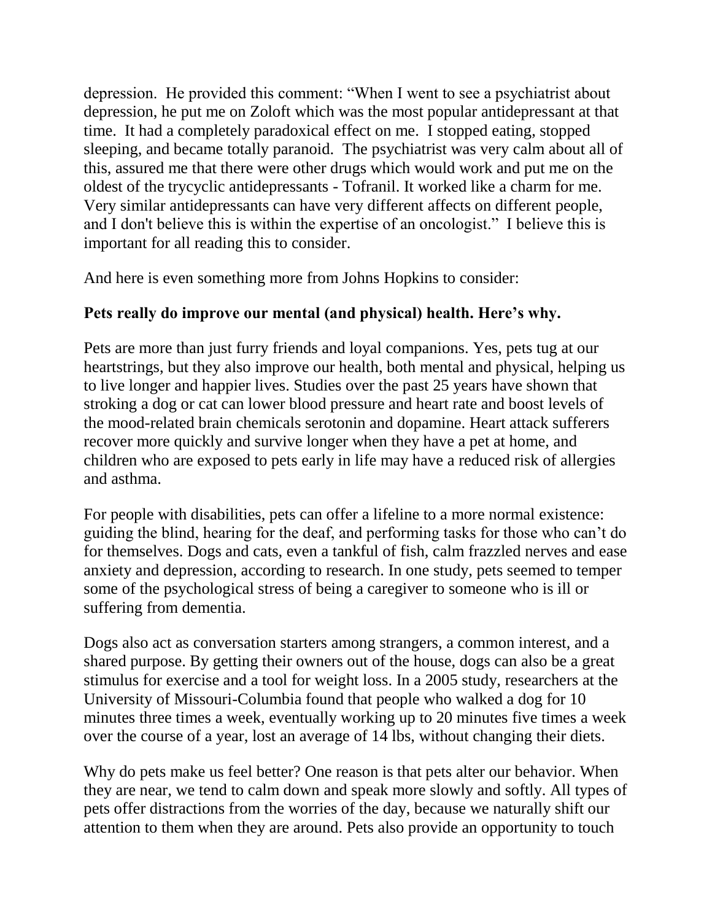depression. He provided this comment: "When I went to see a psychiatrist about depression, he put me on Zoloft which was the most popular antidepressant at that time. It had a completely paradoxical effect on me. I stopped eating, stopped sleeping, and became totally paranoid. The psychiatrist was very calm about all of this, assured me that there were other drugs which would work and put me on the oldest of the trycyclic antidepressants - Tofranil. It worked like a charm for me. Very similar antidepressants can have very different affects on different people, and I don't believe this is within the expertise of an oncologist." I believe this is important for all reading this to consider.

And here is even something more from Johns Hopkins to consider:

**Pets really do improve our mental (and physical) health. Here's why.**

Pets are more than just furry friends and loyal companions. Yes, pets tug at our heartstrings, but they also improve our health, both mental and physical, helping us to live longer and happier lives. Studies over the past 25 years have shown that stroking a dog or cat can lower blood pressure and heart rate and boost levels of the mood-related brain chemicals serotonin and dopamine. Heart attack sufferers recover more quickly and survive longer when they have a pet at home, and children who are exposed to pets early in life may have a reduced risk of allergies and asthma.

For people with disabilities, pets can offer a lifeline to a more normal existence: guiding the blind, hearing for the deaf, and performing tasks for those who can't do for themselves. Dogs and cats, even a tankful of fish, calm frazzled nerves and ease anxiety and depression, according to research. In one study, pets seemed to temper some of the psychological stress of being a caregiver to someone who is ill or suffering from dementia.

Dogs also act as conversation starters among strangers, a common interest, and a shared purpose. By getting their owners out of the house, dogs can also be a great stimulus for exercise and a tool for weight loss. In a 2005 study, researchers at the University of Missouri-Columbia found that people who walked a dog for 10 minutes three times a week, eventually working up to 20 minutes five times a week over the course of a year, lost an average of 14 lbs, without changing their diets.

Why do pets make us feel better? One reason is that pets alter our behavior. When they are near, we tend to calm down and speak more slowly and softly. All types of pets offer distractions from the worries of the day, because we naturally shift our attention to them when they are around. Pets also provide an opportunity to touch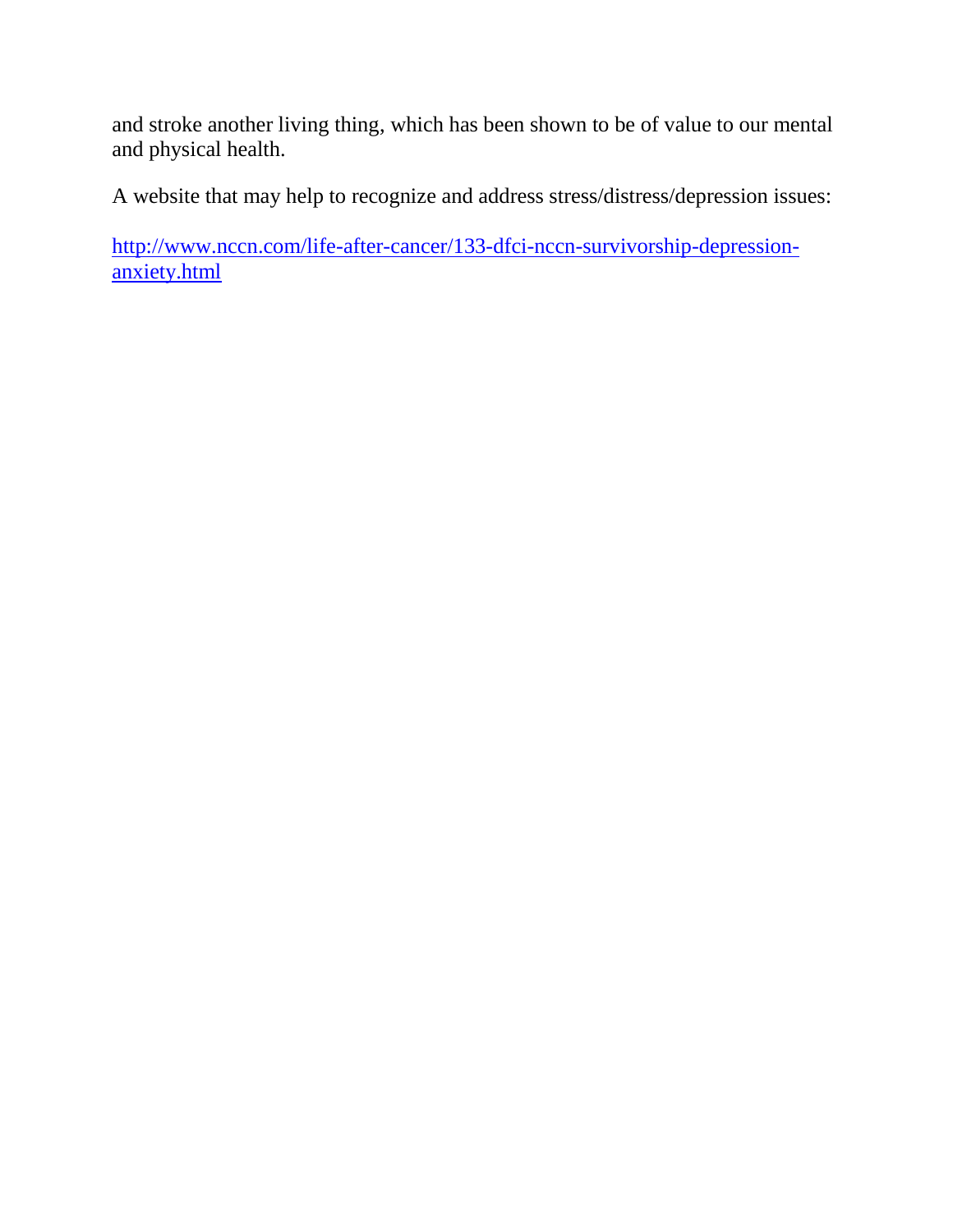and stroke another living thing, which has been shown to be of value to our mental and physical health.

A website that may help to recognize and address stress/distress/depression issues:

[http://www.nccn.com/life-after-cancer/133-dfci-nccn-survivorship-depression-anxiety.html](http://www.nccn.com/life-after-cancer/133-dfci-nccn-survivorship-depression-anxiety.html)